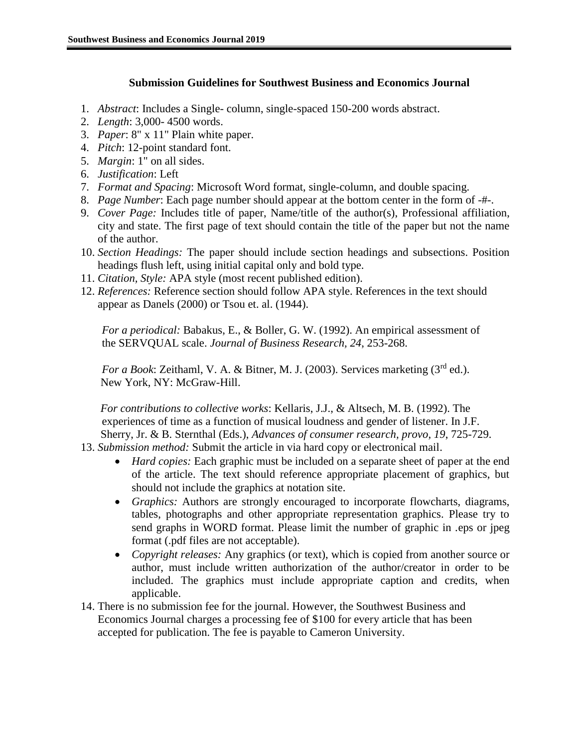## Submission Guidelines for Southwest Business and Economics Journal

1. *Abstract*: Includes a Single- column, single-spaced 150-200 words abstract.
2. *Length*: 3,000- 4500 words.
3. *Paper*: 8" x 11" Plain white paper.
4. *Pitch*: 12-point standard font.
5. *Margin*: 1" on all sides.
6. *Justification*: Left
7. *Format and Spacing*: Microsoft Word format, single-column, and double spacing.
8. *Page Number*: Each page number should appear at the bottom center in the form of -#-.
9. *Cover Page:* Includes title of paper, Name/title of the author(s), Professional affiliation, city and state. The first page of text should contain the title of the paper but not the name of the author.
10. *Section Headings:* The paper should include section headings and subsections. Position headings flush left, using initial capital only and bold type.
11. *Citation, Style:* APA style (most recent published edition).
12. *References:* Reference section should follow APA style. References in the text should appear as Danels (2000) or Tsou et. al. (1944).

    *For a periodical:* Babakus, E., & Boller, G. W. (1992). An empirical assessment of the SERVQUAL scale. *Journal of Business Research, 24*, 253-268.

    *For a Book*: Zeithaml, V. A. & Bitner, M. J. (2003). Services marketing (3rd ed.). New York, NY: McGraw-Hill.

    *For contributions to collective works*: Kellaris, J.J., & Altsech, M. B. (1992). The experiences of time as a function of musical loudness and gender of listener. In J.F. Sherry, Jr. & B. Sternthal (Eds.), *Advances of consumer research, provo, 19*, 725-729.
13. *Submission method:* Submit the article in via hard copy or electronical mail.
    - *Hard copies:* Each graphic must be included on a separate sheet of paper at the end of the article. The text should reference appropriate placement of graphics, but should not include the graphics at notation site.
    - *Graphics:* Authors are strongly encouraged to incorporate flowcharts, diagrams, tables, photographs and other appropriate representation graphics. Please try to send graphs in WORD format. Please limit the number of graphic in .eps or jpeg format (.pdf files are not acceptable).
    - *Copyright releases:* Any graphics (or text), which is copied from another source or author, must include written authorization of the author/creator in order to be included. The graphics must include appropriate caption and credits, when applicable.
14. There is no submission fee for the journal. However, the Southwest Business and Economics Journal charges a processing fee of $100 for every article that has been accepted for publication. The fee is payable to Cameron University.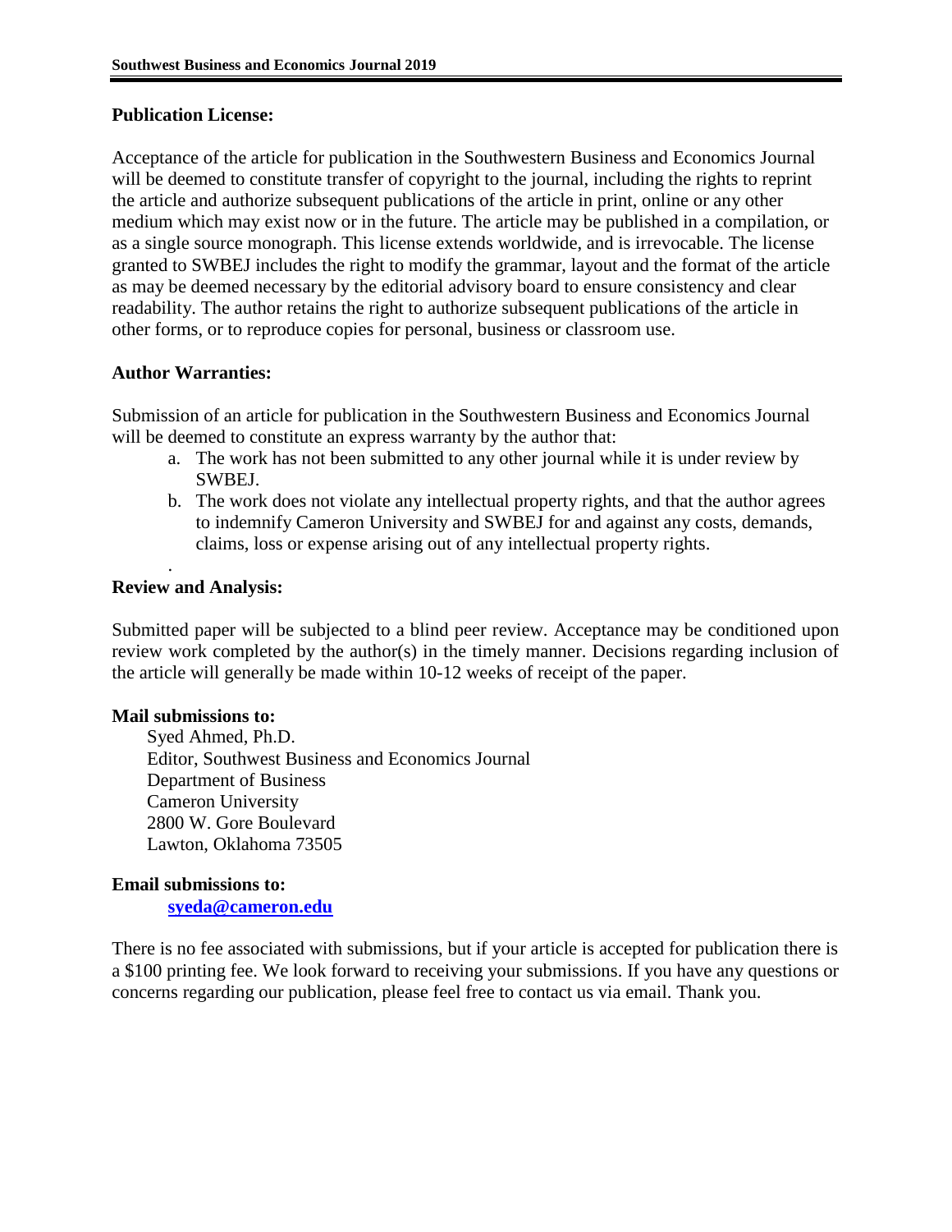**Publication License:**

Acceptance of the article for publication in the Southwestern Business and Economics Journal will be deemed to constitute transfer of copyright to the journal, including the rights to reprint the article and authorize subsequent publications of the article in print, online or any other medium which may exist now or in the future. The article may be published in a compilation, or as a single source monograph. This license extends worldwide, and is irrevocable. The license granted to SWBEJ includes the right to modify the grammar, layout and the format of the article as may be deemed necessary by the editorial advisory board to ensure consistency and clear readability. The author retains the right to authorize subsequent publications of the article in other forms, or to reproduce copies for personal, business or classroom use.

**Author Warranties:**

Submission of an article for publication in the Southwestern Business and Economics Journal will be deemed to constitute an express warranty by the author that:

a. The work has not been submitted to any other journal while it is under review by SWBEJ.
b. The work does not violate any intellectual property rights, and that the author agrees to indemnify Cameron University and SWBEJ for and against any costs, demands, claims, loss or expense arising out of any intellectual property rights.

.

**Review and Analysis:**

Submitted paper will be subjected to a blind peer review. Acceptance may be conditioned upon review work completed by the author(s) in the timely manner. Decisions regarding inclusion of the article will generally be made within 10-12 weeks of receipt of the paper.

**Mail submissions to:**

Syed Ahmed, Ph.D.
Editor, Southwest Business and Economics Journal
Department of Business
Cameron University
2800 W. Gore Boulevard
Lawton, Oklahoma 73505

**Email submissions to:**

**syeda@cameron.edu**

There is no fee associated with submissions, but if your article is accepted for publication there is a $100 printing fee. We look forward to receiving your submissions. If you have any questions or concerns regarding our publication, please feel free to contact us via email. Thank you.